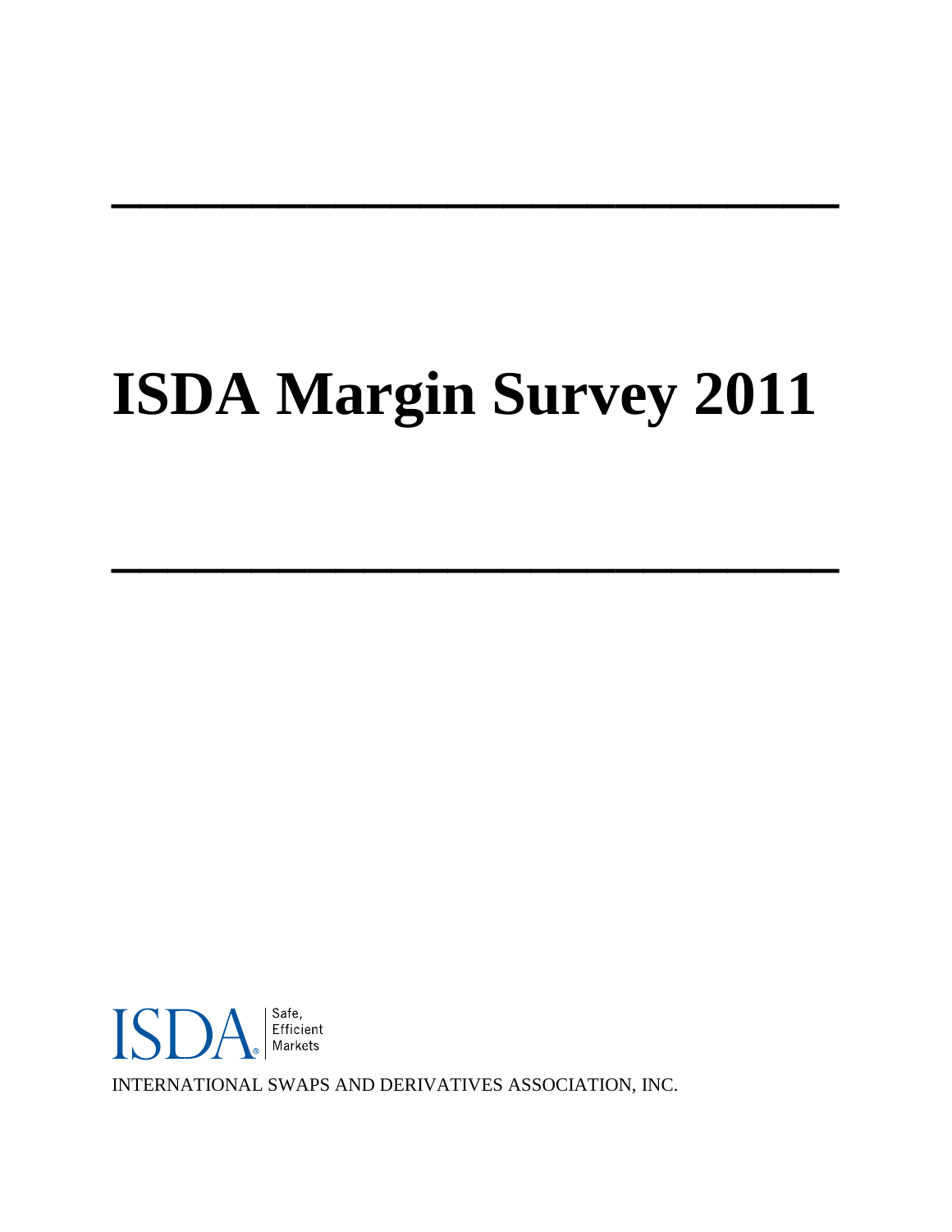# ISDA Margin Survey 2011

ISDA Safe, Efficient Markets

INTERNATIONAL SWAPS AND DERIVATIVES ASSOCIATION, INC.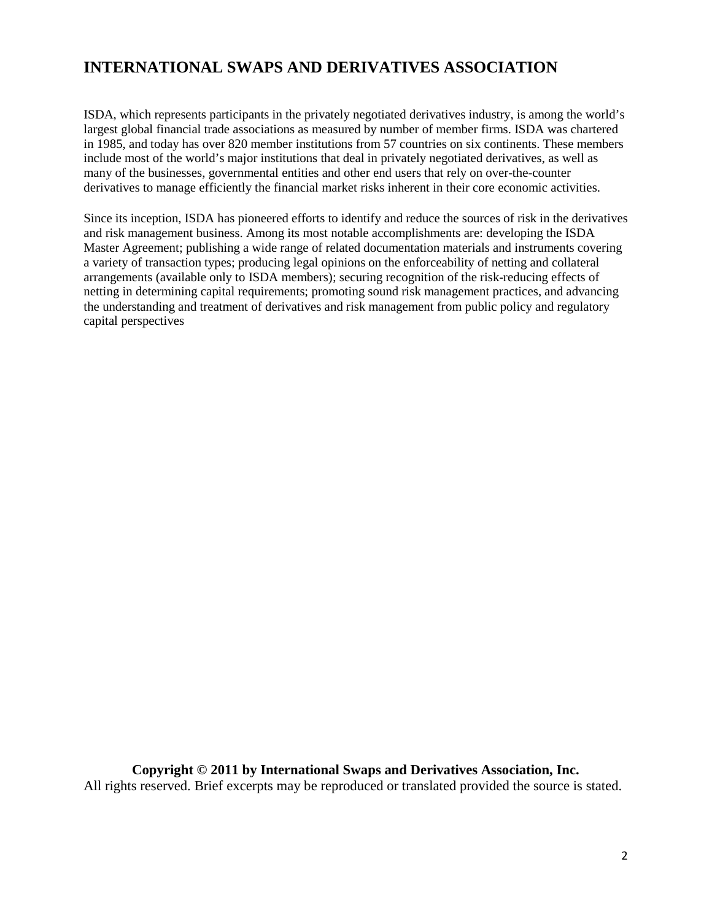# INTERNATIONAL SWAPS AND DERIVATIVES ASSOCIATION

ISDA, which represents participants in the privately negotiated derivatives industry, is among the world's largest global financial trade associations as measured by number of member firms. ISDA was chartered in 1985, and today has over 820 member institutions from 57 countries on six continents. These members include most of the world's major institutions that deal in privately negotiated derivatives, as well as many of the businesses, governmental entities and other end users that rely on over-the-counter derivatives to manage efficiently the financial market risks inherent in their core economic activities.

Since its inception, ISDA has pioneered efforts to identify and reduce the sources of risk in the derivatives and risk management business. Among its most notable accomplishments are: developing the ISDA Master Agreement; publishing a wide range of related documentation materials and instruments covering a variety of transaction types; producing legal opinions on the enforceability of netting and collateral arrangements (available only to ISDA members); securing recognition of the risk-reducing effects of netting in determining capital requirements; promoting sound risk management practices, and advancing the understanding and treatment of derivatives and risk management from public policy and regulatory capital perspectives

**Copyright © 2011 by International Swaps and Derivatives Association, Inc.**

All rights reserved. Brief excerpts may be reproduced or translated provided the source is stated.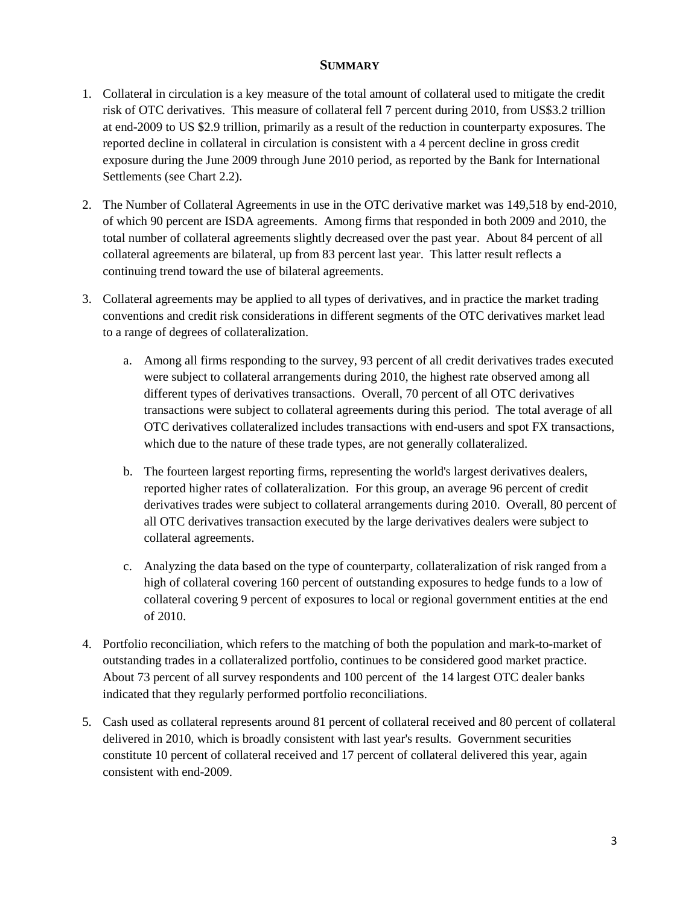## SUMMARY

1. Collateral in circulation is a key measure of the total amount of collateral used to mitigate the credit risk of OTC derivatives. This measure of collateral fell 7 percent during 2010, from US$3.2 trillion at end-2009 to US $2.9 trillion, primarily as a result of the reduction in counterparty exposures. The reported decline in collateral in circulation is consistent with a 4 percent decline in gross credit exposure during the June 2009 through June 2010 period, as reported by the Bank for International Settlements (see Chart 2.2).

2. The Number of Collateral Agreements in use in the OTC derivative market was 149,518 by end-2010, of which 90 percent are ISDA agreements. Among firms that responded in both 2009 and 2010, the total number of collateral agreements slightly decreased over the past year. About 84 percent of all collateral agreements are bilateral, up from 83 percent last year. This latter result reflects a continuing trend toward the use of bilateral agreements.

3. Collateral agreements may be applied to all types of derivatives, and in practice the market trading conventions and credit risk considerations in different segments of the OTC derivatives market lead to a range of degrees of collateralization.

   a. Among all firms responding to the survey, 93 percent of all credit derivatives trades executed were subject to collateral arrangements during 2010, the highest rate observed among all different types of derivatives transactions. Overall, 70 percent of all OTC derivatives transactions were subject to collateral agreements during this period. The total average of all OTC derivatives collateralized includes transactions with end-users and spot FX transactions, which due to the nature of these trade types, are not generally collateralized.

   b. The fourteen largest reporting firms, representing the world's largest derivatives dealers, reported higher rates of collateralization. For this group, an average 96 percent of credit derivatives trades were subject to collateral arrangements during 2010. Overall, 80 percent of all OTC derivatives transaction executed by the large derivatives dealers were subject to collateral agreements.

   c. Analyzing the data based on the type of counterparty, collateralization of risk ranged from a high of collateral covering 160 percent of outstanding exposures to hedge funds to a low of collateral covering 9 percent of exposures to local or regional government entities at the end of 2010.

4. Portfolio reconciliation, which refers to the matching of both the population and mark-to-market of outstanding trades in a collateralized portfolio, continues to be considered good market practice. About 73 percent of all survey respondents and 100 percent of the 14 largest OTC dealer banks indicated that they regularly performed portfolio reconciliations.

5. Cash used as collateral represents around 81 percent of collateral received and 80 percent of collateral delivered in 2010, which is broadly consistent with last year's results. Government securities constitute 10 percent of collateral received and 17 percent of collateral delivered this year, again consistent with end-2009.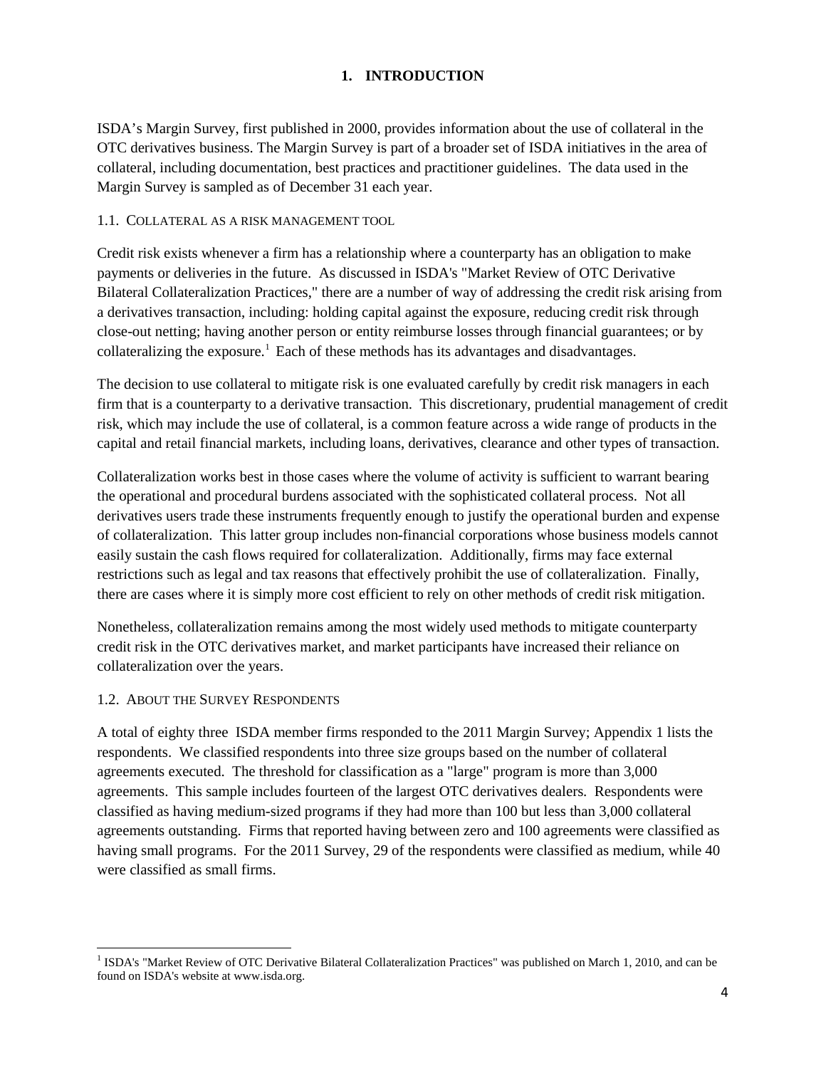# 1. INTRODUCTION

ISDA's Margin Survey, first published in 2000, provides information about the use of collateral in the OTC derivatives business. The Margin Survey is part of a broader set of ISDA initiatives in the area of collateral, including documentation, best practices and practitioner guidelines. The data used in the Margin Survey is sampled as of December 31 each year.

## 1.1. COLLATERAL AS A RISK MANAGEMENT TOOL

Credit risk exists whenever a firm has a relationship where a counterparty has an obligation to make payments or deliveries in the future. As discussed in ISDA's "Market Review of OTC Derivative Bilateral Collateralization Practices," there are a number of way of addressing the credit risk arising from a derivatives transaction, including: holding capital against the exposure, reducing credit risk through close-out netting; having another person or entity reimburse losses through financial guarantees; or by collateralizing the exposure.[1] Each of these methods has its advantages and disadvantages.

The decision to use collateral to mitigate risk is one evaluated carefully by credit risk managers in each firm that is a counterparty to a derivative transaction. This discretionary, prudential management of credit risk, which may include the use of collateral, is a common feature across a wide range of products in the capital and retail financial markets, including loans, derivatives, clearance and other types of transaction.

Collateralization works best in those cases where the volume of activity is sufficient to warrant bearing the operational and procedural burdens associated with the sophisticated collateral process. Not all derivatives users trade these instruments frequently enough to justify the operational burden and expense of collateralization. This latter group includes non-financial corporations whose business models cannot easily sustain the cash flows required for collateralization. Additionally, firms may face external restrictions such as legal and tax reasons that effectively prohibit the use of collateralization. Finally, there are cases where it is simply more cost efficient to rely on other methods of credit risk mitigation.

Nonetheless, collateralization remains among the most widely used methods to mitigate counterparty credit risk in the OTC derivatives market, and market participants have increased their reliance on collateralization over the years.

## 1.2. ABOUT THE SURVEY RESPONDENTS

A total of eighty three ISDA member firms responded to the 2011 Margin Survey; Appendix 1 lists the respondents. We classified respondents into three size groups based on the number of collateral agreements executed. The threshold for classification as a "large" program is more than 3,000 agreements. This sample includes fourteen of the largest OTC derivatives dealers. Respondents were classified as having medium-sized programs if they had more than 100 but less than 3,000 collateral agreements outstanding. Firms that reported having between zero and 100 agreements were classified as having small programs. For the 2011 Survey, 29 of the respondents were classified as medium, while 40 were classified as small firms.

---

[1] ISDA's "Market Review of OTC Derivative Bilateral Collateralization Practices" was published on March 1, 2010, and can be found on ISDA's website at www.isda.org.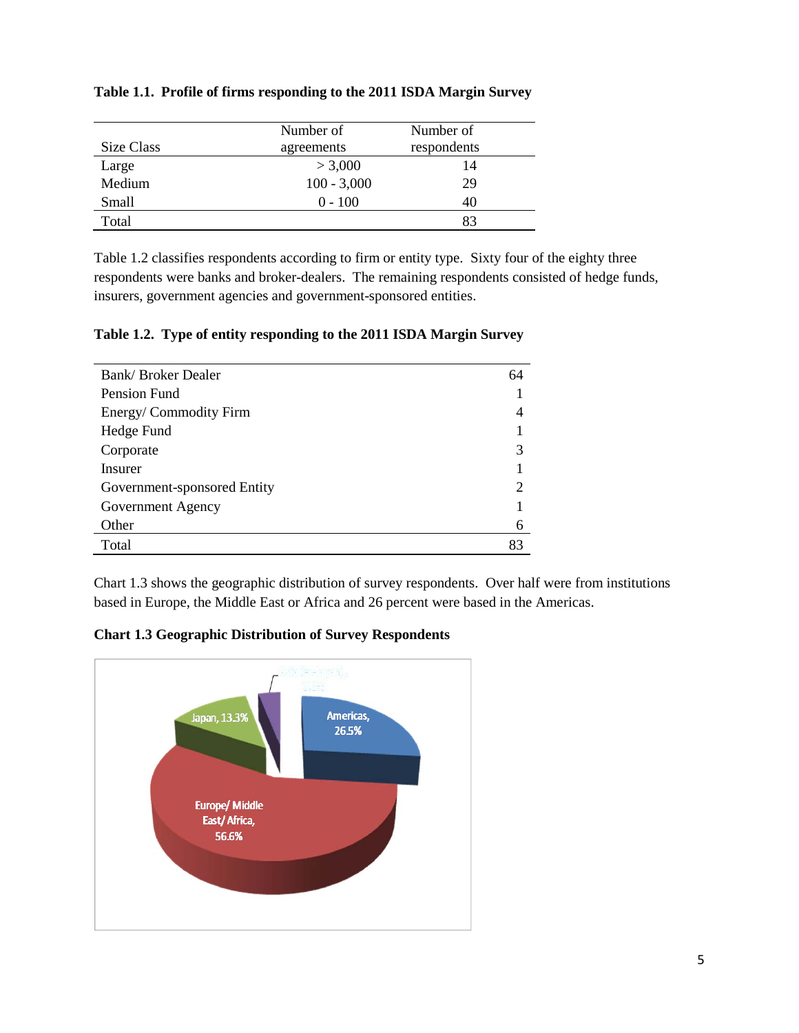**Table 1.1. Profile of firms responding to the 2011 ISDA Margin Survey**

| Size Class | Number of agreements | Number of respondents |
|---|---|---|
| Large | > 3,000 | 14 |
| Medium | 100 - 3,000 | 29 |
| Small | 0 - 100 | 40 |
| Total | | 83 |

Table 1.2 classifies respondents according to firm or entity type. Sixty four of the eighty three respondents were banks and broker-dealers. The remaining respondents consisted of hedge funds, insurers, government agencies and government-sponsored entities.

**Table 1.2. Type of entity responding to the 2011 ISDA Margin Survey**

| Type | Number |
|---|---|
| Bank/ Broker Dealer | 64 |
| Pension Fund | 1 |
| Energy/ Commodity Firm | 4 |
| Hedge Fund | 1 |
| Corporate | 3 |
| Insurer | 1 |
| Government-sponsored Entity | 2 |
| Government Agency | 1 |
| Other | 6 |
| Total | 83 |

Chart 1.3 shows the geographic distribution of survey respondents. Over half were from institutions based in Europe, the Middle East or Africa and 26 percent were based in the Americas.

**Chart 1.3 Geographic Distribution of Survey Respondents**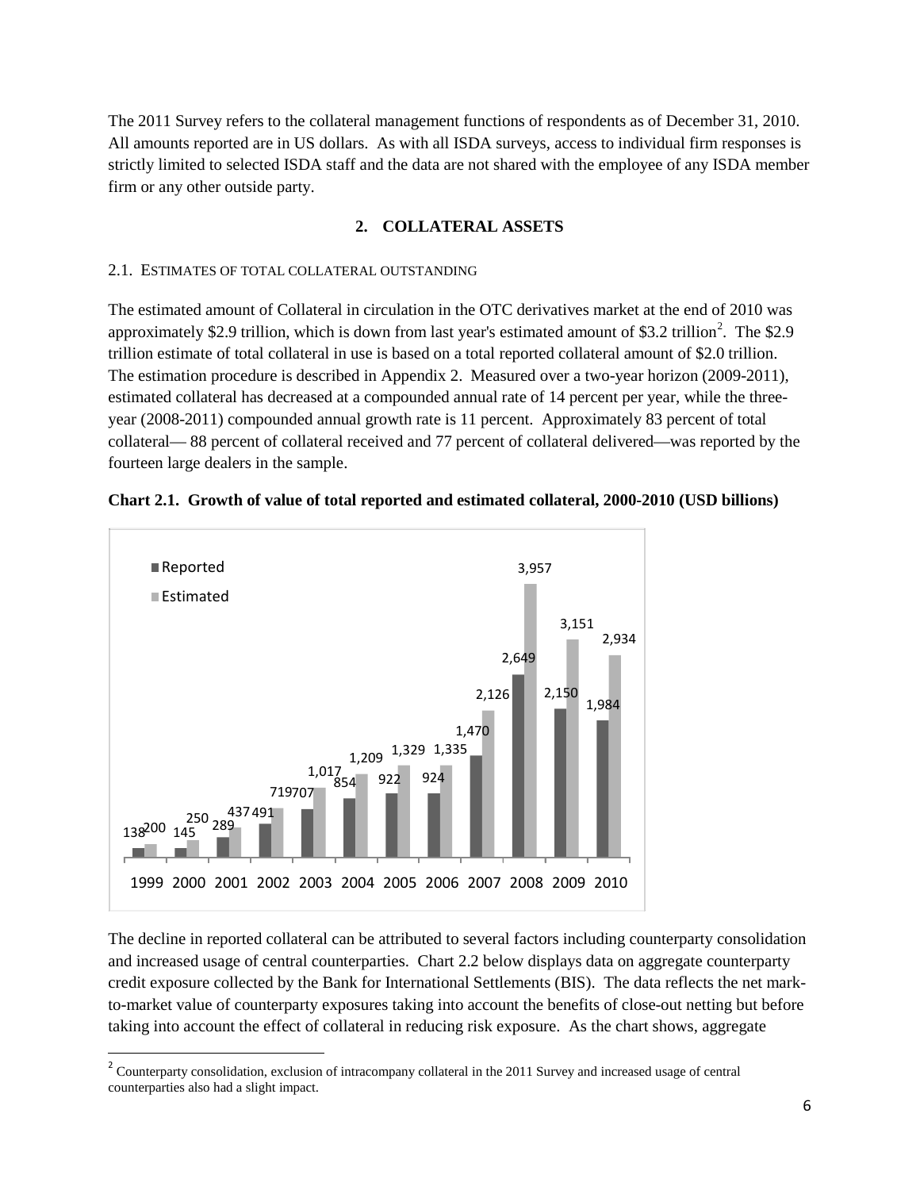The 2011 Survey refers to the collateral management functions of respondents as of December 31, 2010. All amounts reported are in US dollars. As with all ISDA surveys, access to individual firm responses is strictly limited to selected ISDA staff and the data are not shared with the employee of any ISDA member firm or any other outside party.

## 2. COLLATERAL ASSETS

### 2.1. Estimates of total collateral outstanding

The estimated amount of Collateral in circulation in the OTC derivatives market at the end of 2010 was approximately \$2.9 trillion, which is down from last year's estimated amount of \$3.2 trillion[2]. The \$2.9 trillion estimate of total collateral in use is based on a total reported collateral amount of \$2.0 trillion. The estimation procedure is described in Appendix 2. Measured over a two-year horizon (2009-2011), estimated collateral has decreased at a compounded annual rate of 14 percent per year, while the three-year (2008-2011) compounded annual growth rate is 11 percent. Approximately 83 percent of total collateral— 88 percent of collateral received and 77 percent of collateral delivered—was reported by the fourteen large dealers in the sample.

**Chart 2.1. Growth of value of total reported and estimated collateral, 2000-2010 (USD billions)**

| Year | Reported | Estimated |
|---|---|---|
| 1999 | 138 | 200 |
| 2000 | 145 | 250 |
| 2001 | 289 | 437 |
| 2002 | 491 | 719 |
| 2003 | 707 | 1,017 |
| 2004 | 854 | 1,209 |
| 2005 | 922 | 1,329 |
| 2006 | 924 | 1,335 |
| 2007 | 1,470 | 2,126 |
| 2008 | 2,649 | 3,957 |
| 2009 | 2,150 | 3,151 |
| 2010 | 1,984 | 2,934 |

The decline in reported collateral can be attributed to several factors including counterparty consolidation and increased usage of central counterparties. Chart 2.2 below displays data on aggregate counterparty credit exposure collected by the Bank for International Settlements (BIS). The data reflects the net mark-to-market value of counterparty exposures taking into account the benefits of close-out netting but before taking into account the effect of collateral in reducing risk exposure. As the chart shows, aggregate

[2] Counterparty consolidation, exclusion of intracompany collateral in the 2011 Survey and increased usage of central counterparties also had a slight impact.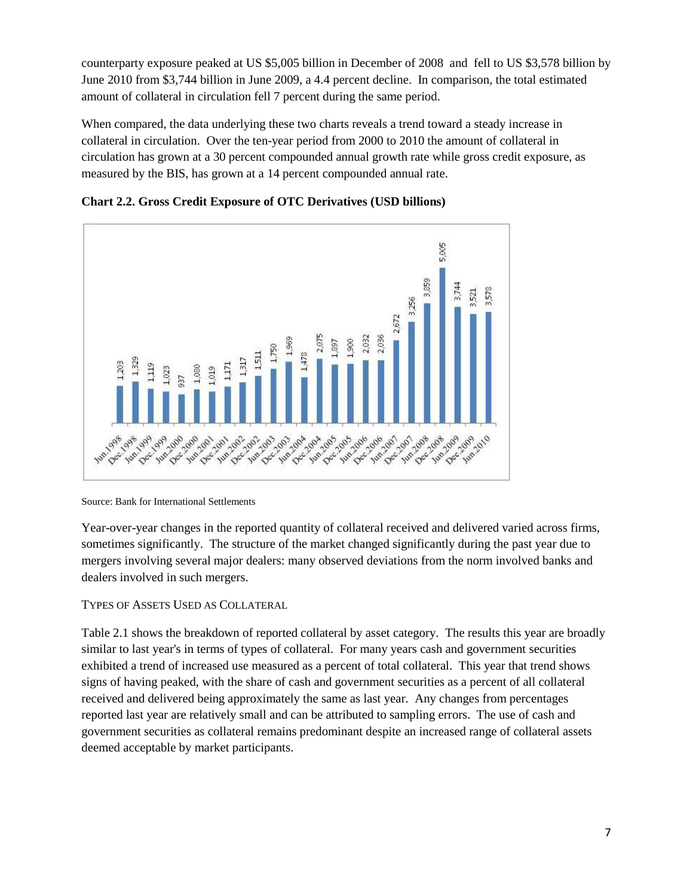counterparty exposure peaked at US $5,005 billion in December of 2008 and fell to US $3,578 billion by June 2010 from $3,744 billion in June 2009, a 4.4 percent decline. In comparison, the total estimated amount of collateral in circulation fell 7 percent during the same period.

When compared, the data underlying these two charts reveals a trend toward a steady increase in collateral in circulation. Over the ten-year period from 2000 to 2010 the amount of collateral in circulation has grown at a 30 percent compounded annual growth rate while gross credit exposure, as measured by the BIS, has grown at a 14 percent compounded annual rate.

**Chart 2.2. Gross Credit Exposure of OTC Derivatives (USD billions)**

| Period | Jun.1998 | Dec.1998 | Jun.1999 | Dec.1999 | Jun.2000 | Dec.2000 | Jun.2001 | Dec.2001 | Jun.2002 | Dec.2002 | Jun.2003 | Dec.2003 | Jun.2004 | Dec.2004 | Jun.2005 | Dec.2005 | Jun.2006 | Dec.2006 | Jun.2007 | Dec.2007 | Jun.2008 | Dec.2008 | Jun.2009 | Dec.2009 | Jun.2010 |
|---|---|---|---|---|---|---|---|---|---|---|---|---|---|---|---|---|---|---|---|---|---|---|---|---|---|
| USD billions | 1,203 | 1,329 | 1,119 | 1,023 | 937 | 1,080 | 1,019 | 1,171 | 1,317 | 1,511 | 1,750 | 1,969 | 1,478 | 2,075 | 1,897 | 1,900 | 2,032 | 2,036 | 2,672 | 3,256 | 3,859 | 5,005 | 3,744 | 3,521 | 3,578 |

Source: Bank for International Settlements

Year-over-year changes in the reported quantity of collateral received and delivered varied across firms, sometimes significantly. The structure of the market changed significantly during the past year due to mergers involving several major dealers: many observed deviations from the norm involved banks and dealers involved in such mergers.

TYPES OF ASSETS USED AS COLLATERAL

Table 2.1 shows the breakdown of reported collateral by asset category. The results this year are broadly similar to last year's in terms of types of collateral. For many years cash and government securities exhibited a trend of increased use measured as a percent of total collateral. This year that trend shows signs of having peaked, with the share of cash and government securities as a percent of all collateral received and delivered being approximately the same as last year. Any changes from percentages reported last year are relatively small and can be attributed to sampling errors. The use of cash and government securities as collateral remains predominant despite an increased range of collateral assets deemed acceptable by market participants.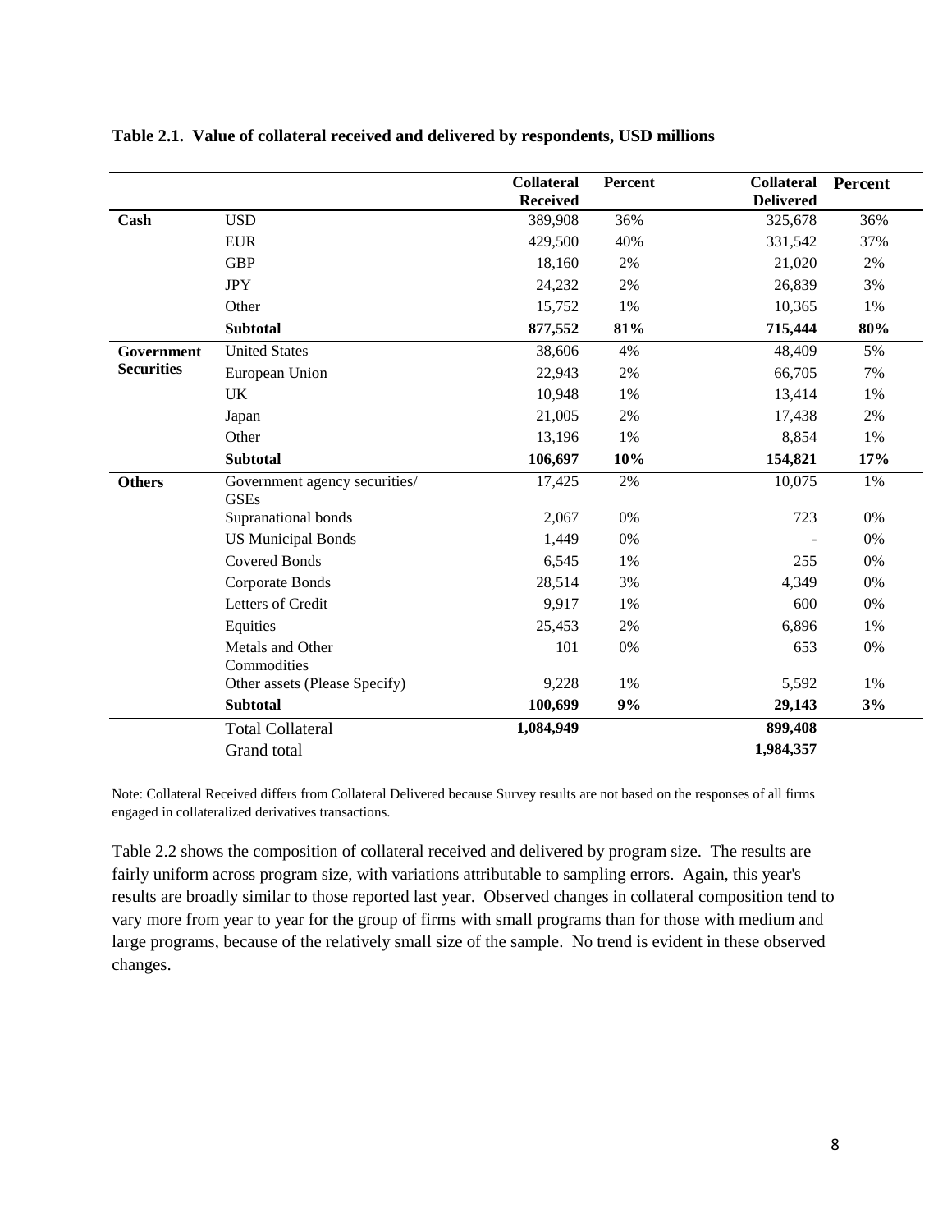**Table 2.1. Value of collateral received and delivered by respondents, USD millions**

| | | Collateral Received | Percent | Collateral Delivered | Percent |
|---|---|---|---|---|---|
| **Cash** | USD | 389,908 | 36% | 325,678 | 36% |
| | EUR | 429,500 | 40% | 331,542 | 37% |
| | GBP | 18,160 | 2% | 21,020 | 2% |
| | JPY | 24,232 | 2% | 26,839 | 3% |
| | Other | 15,752 | 1% | 10,365 | 1% |
| | **Subtotal** | **877,552** | **81%** | **715,444** | **80%** |
| **Government Securities** | United States | 38,606 | 4% | 48,409 | 5% |
| | European Union | 22,943 | 2% | 66,705 | 7% |
| | UK | 10,948 | 1% | 13,414 | 1% |
| | Japan | 21,005 | 2% | 17,438 | 2% |
| | Other | 13,196 | 1% | 8,854 | 1% |
| | **Subtotal** | **106,697** | **10%** | **154,821** | **17%** |
| **Others** | Government agency securities/ GSEs | 17,425 | 2% | 10,075 | 1% |
| | Supranational bonds | 2,067 | 0% | 723 | 0% |
| | US Municipal Bonds | 1,449 | 0% | - | 0% |
| | Covered Bonds | 6,545 | 1% | 255 | 0% |
| | Corporate Bonds | 28,514 | 3% | 4,349 | 0% |
| | Letters of Credit | 9,917 | 1% | 600 | 0% |
| | Equities | 25,453 | 2% | 6,896 | 1% |
| | Metals and Other Commodities | 101 | 0% | 653 | 0% |
| | Other assets (Please Specify) | 9,228 | 1% | 5,592 | 1% |
| | **Subtotal** | **100,699** | **9%** | **29,143** | **3%** |
| | Total Collateral | **1,084,949** | | **899,408** | |
| | Grand total | | | **1,984,357** | |

Note: Collateral Received differs from Collateral Delivered because Survey results are not based on the responses of all firms engaged in collateralized derivatives transactions.

Table 2.2 shows the composition of collateral received and delivered by program size. The results are fairly uniform across program size, with variations attributable to sampling errors. Again, this year's results are broadly similar to those reported last year. Observed changes in collateral composition tend to vary more from year to year for the group of firms with small programs than for those with medium and large programs, because of the relatively small size of the sample. No trend is evident in these observed changes.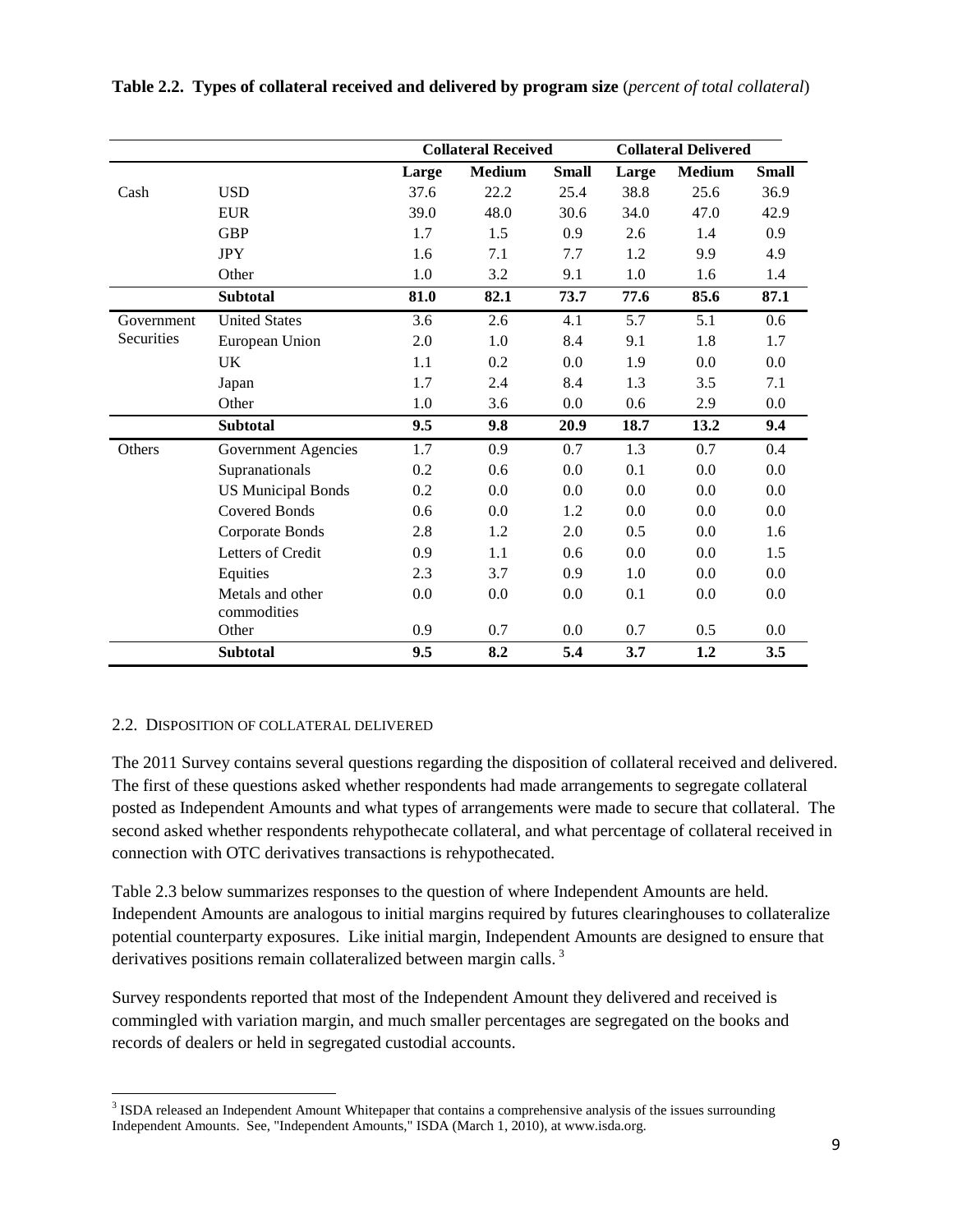**Table 2.2. Types of collateral received and delivered by program size** (*percent of total collateral*)

| | | Collateral Received | | | Collateral Delivered | | |
|---|---|---|---|---|---|---|---|
| | | **Large** | **Medium** | **Small** | **Large** | **Medium** | **Small** |
| Cash | USD | 37.6 | 22.2 | 25.4 | 38.8 | 25.6 | 36.9 |
| | EUR | 39.0 | 48.0 | 30.6 | 34.0 | 47.0 | 42.9 |
| | GBP | 1.7 | 1.5 | 0.9 | 2.6 | 1.4 | 0.9 |
| | JPY | 1.6 | 7.1 | 7.7 | 1.2 | 9.9 | 4.9 |
| | Other | 1.0 | 3.2 | 9.1 | 1.0 | 1.6 | 1.4 |
| | **Subtotal** | **81.0** | **82.1** | **73.7** | **77.6** | **85.6** | **87.1** |
| Government Securities | United States | 3.6 | 2.6 | 4.1 | 5.7 | 5.1 | 0.6 |
| | European Union | 2.0 | 1.0 | 8.4 | 9.1 | 1.8 | 1.7 |
| | UK | 1.1 | 0.2 | 0.0 | 1.9 | 0.0 | 0.0 |
| | Japan | 1.7 | 2.4 | 8.4 | 1.3 | 3.5 | 7.1 |
| | Other | 1.0 | 3.6 | 0.0 | 0.6 | 2.9 | 0.0 |
| | **Subtotal** | **9.5** | **9.8** | **20.9** | **18.7** | **13.2** | **9.4** |
| Others | Government Agencies | 1.7 | 0.9 | 0.7 | 1.3 | 0.7 | 0.4 |
| | Supranationals | 0.2 | 0.6 | 0.0 | 0.1 | 0.0 | 0.0 |
| | US Municipal Bonds | 0.2 | 0.0 | 0.0 | 0.0 | 0.0 | 0.0 |
| | Covered Bonds | 0.6 | 0.0 | 1.2 | 0.0 | 0.0 | 0.0 |
| | Corporate Bonds | 2.8 | 1.2 | 2.0 | 0.5 | 0.0 | 1.6 |
| | Letters of Credit | 0.9 | 1.1 | 0.6 | 0.0 | 0.0 | 1.5 |
| | Equities | 2.3 | 3.7 | 0.9 | 1.0 | 0.0 | 0.0 |
| | Metals and other commodities | 0.0 | 0.0 | 0.0 | 0.1 | 0.0 | 0.0 |
| | Other | 0.9 | 0.7 | 0.0 | 0.7 | 0.5 | 0.0 |
| | **Subtotal** | **9.5** | **8.2** | **5.4** | **3.7** | **1.2** | **3.5** |

### 2.2. Disposition of Collateral Delivered

The 2011 Survey contains several questions regarding the disposition of collateral received and delivered. The first of these questions asked whether respondents had made arrangements to segregate collateral posted as Independent Amounts and what types of arrangements were made to secure that collateral. The second asked whether respondents rehypothecate collateral, and what percentage of collateral received in connection with OTC derivatives transactions is rehypothecated.

Table 2.3 below summarizes responses to the question of where Independent Amounts are held. Independent Amounts are analogous to initial margins required by futures clearinghouses to collateralize potential counterparty exposures. Like initial margin, Independent Amounts are designed to ensure that derivatives positions remain collateralized between margin calls.[3]

Survey respondents reported that most of the Independent Amount they delivered and received is commingled with variation margin, and much smaller percentages are segregated on the books and records of dealers or held in segregated custodial accounts.

[3] ISDA released an Independent Amount Whitepaper that contains a comprehensive analysis of the issues surrounding Independent Amounts. See, "Independent Amounts," ISDA (March 1, 2010), at www.isda.org.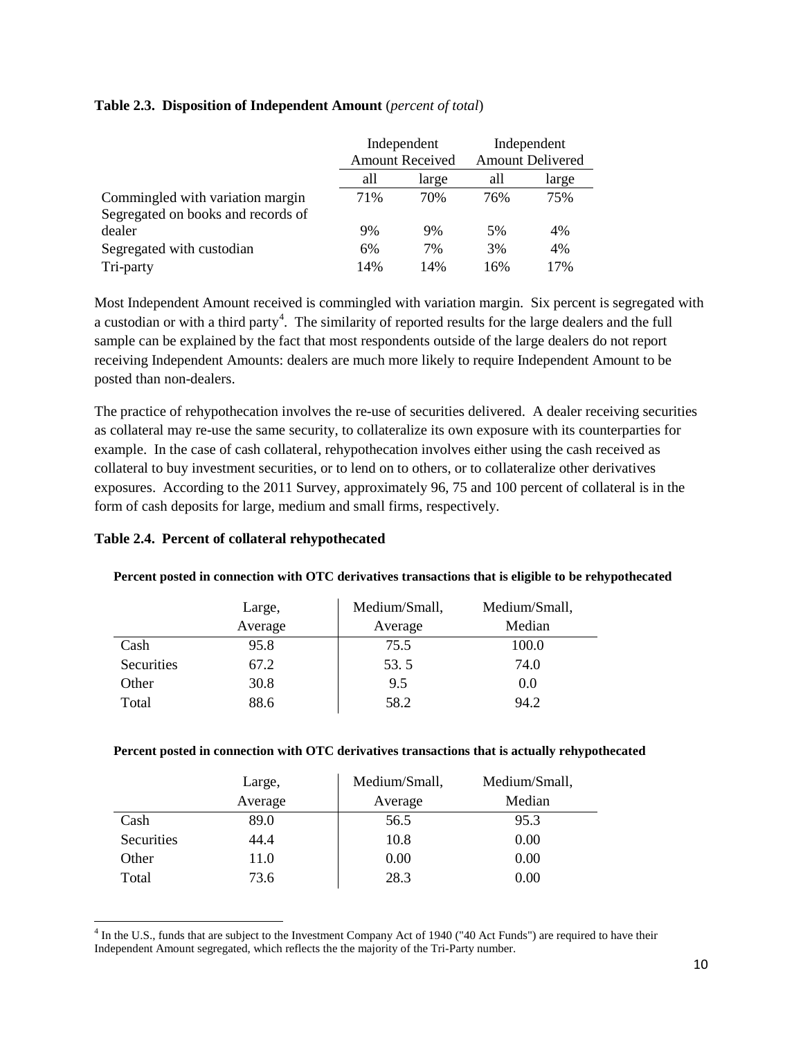**Table 2.3. Disposition of Independent Amount** (*percent of total*)

| | Independent Amount Received | | Independent Amount Delivered | |
|---|---|---|---|---|
| | all | large | all | large |
| Commingled with variation margin | 71% | 70% | 76% | 75% |
| Segregated on books and records of dealer | 9% | 9% | 5% | 4% |
| Segregated with custodian | 6% | 7% | 3% | 4% |
| Tri-party | 14% | 14% | 16% | 17% |

Most Independent Amount received is commingled with variation margin. Six percent is segregated with a custodian or with a third party[4]. The similarity of reported results for the large dealers and the full sample can be explained by the fact that most respondents outside of the large dealers do not report receiving Independent Amounts: dealers are much more likely to require Independent Amount to be posted than non-dealers.

The practice of rehypothecation involves the re-use of securities delivered. A dealer receiving securities as collateral may re-use the same security, to collateralize its own exposure with its counterparties for example. In the case of cash collateral, rehypothecation involves either using the cash received as collateral to buy investment securities, or to lend on to others, or to collateralize other derivatives exposures. According to the 2011 Survey, approximately 96, 75 and 100 percent of collateral is in the form of cash deposits for large, medium and small firms, respectively.

**Table 2.4. Percent of collateral rehypothecated**

**Percent posted in connection with OTC derivatives transactions that is eligible to be rehypothecated**

| | Large, Average | Medium/Small, Average | Medium/Small, Median |
|---|---|---|---|
| Cash | 95.8 | 75.5 | 100.0 |
| Securities | 67.2 | 53. 5 | 74.0 |
| Other | 30.8 | 9.5 | 0.0 |
| Total | 88.6 | 58.2 | 94.2 |

**Percent posted in connection with OTC derivatives transactions that is actually rehypothecated**

| | Large, Average | Medium/Small, Average | Medium/Small, Median |
|---|---|---|---|
| Cash | 89.0 | 56.5 | 95.3 |
| Securities | 44.4 | 10.8 | 0.00 |
| Other | 11.0 | 0.00 | 0.00 |
| Total | 73.6 | 28.3 | 0.00 |

[4] In the U.S., funds that are subject to the Investment Company Act of 1940 ("40 Act Funds") are required to have their Independent Amount segregated, which reflects the the majority of the Tri-Party number.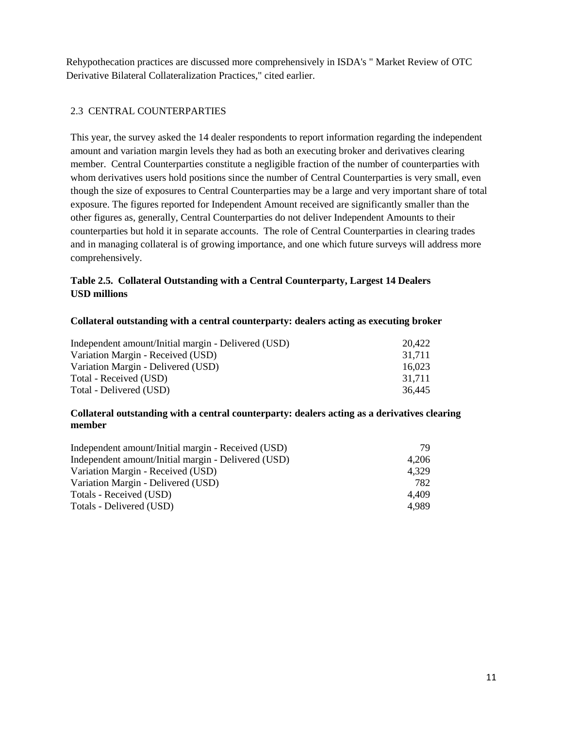Rehypothecation practices are discussed more comprehensively in ISDA's " Market Review of OTC Derivative Bilateral Collateralization Practices," cited earlier.

## 2.3 CENTRAL COUNTERPARTIES

This year, the survey asked the 14 dealer respondents to report information regarding the independent amount and variation margin levels they had as both an executing broker and derivatives clearing member. Central Counterparties constitute a negligible fraction of the number of counterparties with whom derivatives users hold positions since the number of Central Counterparties is very small, even though the size of exposures to Central Counterparties may be a large and very important share of total exposure. The figures reported for Independent Amount received are significantly smaller than the other figures as, generally, Central Counterparties do not deliver Independent Amounts to their counterparties but hold it in separate accounts. The role of Central Counterparties in clearing trades and in managing collateral is of growing importance, and one which future surveys will address more comprehensively.

**Table 2.5. Collateral Outstanding with a Central Counterparty, Largest 14 Dealers USD millions**

**Collateral outstanding with a central counterparty: dealers acting as executing broker**

| | |
|---|---:|
| Independent amount/Initial margin - Delivered (USD) | 20,422 |
| Variation Margin - Received (USD) | 31,711 |
| Variation Margin - Delivered (USD) | 16,023 |
| Total - Received (USD) | 31,711 |
| Total - Delivered (USD) | 36,445 |

**Collateral outstanding with a central counterparty: dealers acting as a derivatives clearing member**

| | |
|---|---:|
| Independent amount/Initial margin - Received (USD) | 79 |
| Independent amount/Initial margin - Delivered (USD) | 4,206 |
| Variation Margin - Received (USD) | 4,329 |
| Variation Margin - Delivered (USD) | 782 |
| Totals - Received (USD) | 4,409 |
| Totals - Delivered (USD) | 4,989 |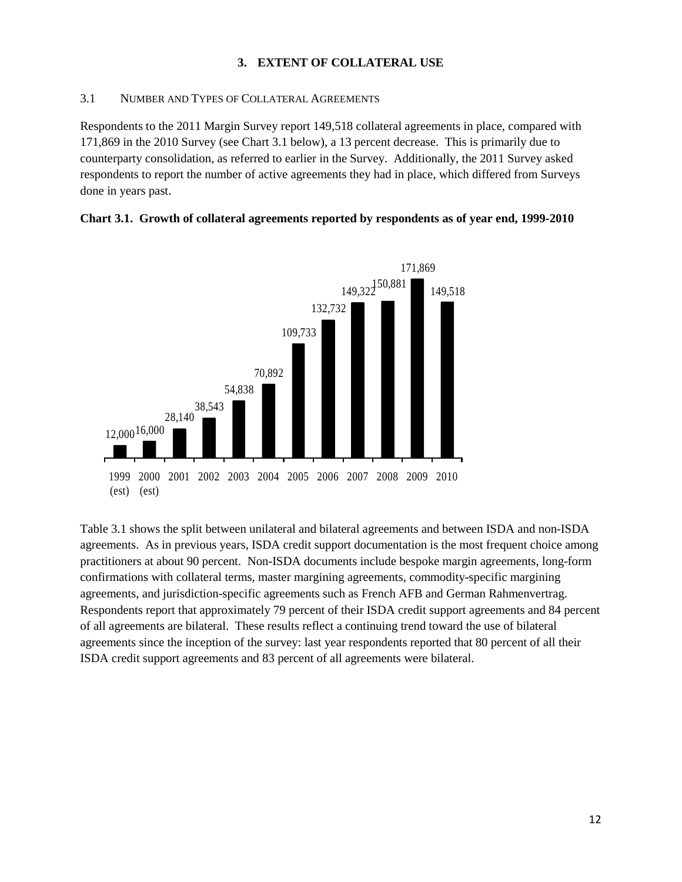## 3. EXTENT OF COLLATERAL USE

### 3.1 NUMBER AND TYPES OF COLLATERAL AGREEMENTS

Respondents to the 2011 Margin Survey report 149,518 collateral agreements in place, compared with 171,869 in the 2010 Survey (see Chart 3.1 below), a 13 percent decrease. This is primarily due to counterparty consolidation, as referred to earlier in the Survey. Additionally, the 2011 Survey asked respondents to report the number of active agreements they had in place, which differed from Surveys done in years past.

**Chart 3.1. Growth of collateral agreements reported by respondents as of year end, 1999-2010**

| Year | Collateral agreements |
| --- | --- |
| 1999 (est) | 12,000 |
| 2000 (est) | 16,000 |
| 2001 | 28,140 |
| 2002 | 38,543 |
| 2003 | 54,838 |
| 2004 | 70,892 |
| 2005 | 109,733 |
| 2006 | 132,732 |
| 2007 | 149,322 |
| 2008 | 150,881 |
| 2009 | 171,869 |
| 2010 | 149,518 |

Table 3.1 shows the split between unilateral and bilateral agreements and between ISDA and non-ISDA agreements. As in previous years, ISDA credit support documentation is the most frequent choice among practitioners at about 90 percent. Non-ISDA documents include bespoke margin agreements, long-form confirmations with collateral terms, master margining agreements, commodity-specific margining agreements, and jurisdiction-specific agreements such as French AFB and German Rahmenvertrag. Respondents report that approximately 79 percent of their ISDA credit support agreements and 84 percent of all agreements are bilateral. These results reflect a continuing trend toward the use of bilateral agreements since the inception of the survey: last year respondents reported that 80 percent of all their ISDA credit support agreements and 83 percent of all agreements were bilateral.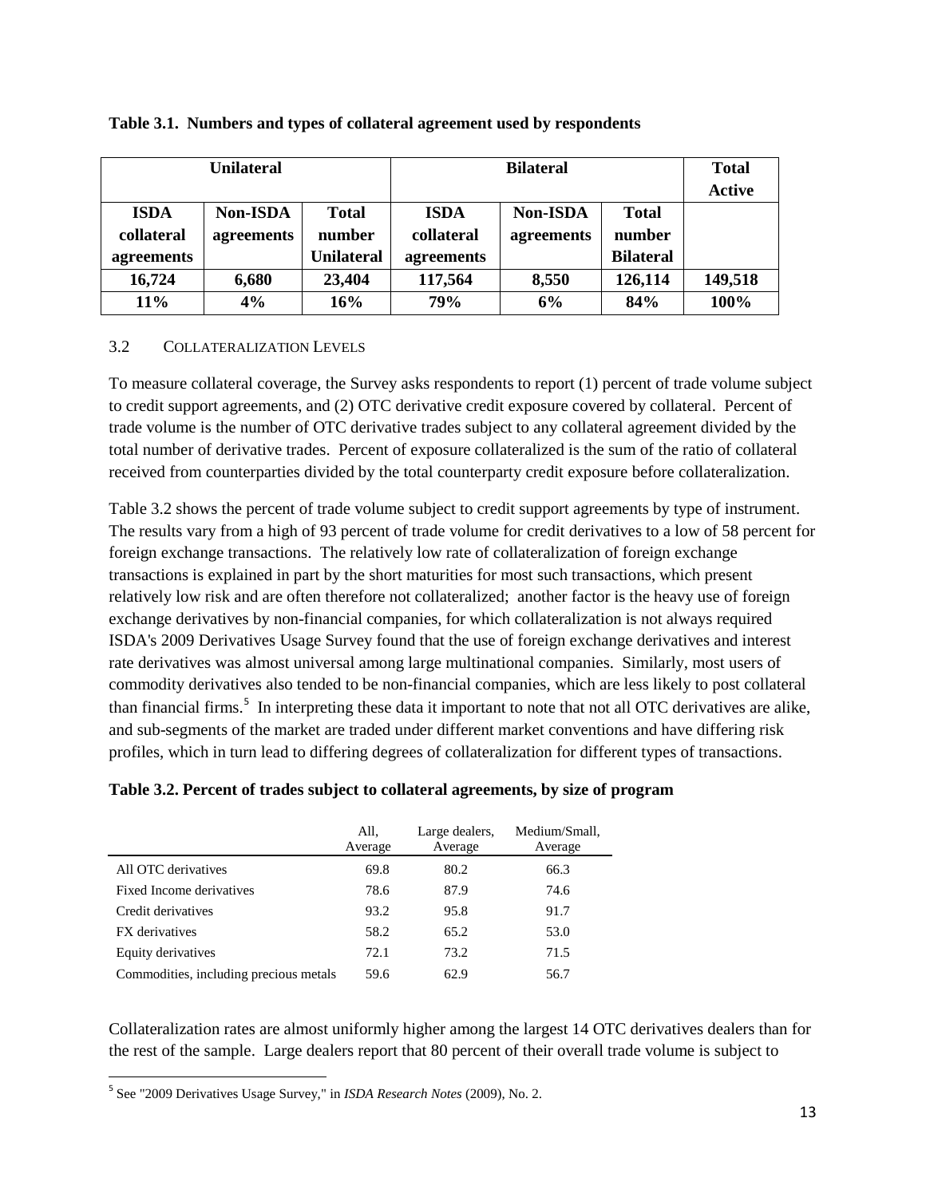**Table 3.1. Numbers and types of collateral agreement used by respondents**

| Unilateral | | | Bilateral | | | Total Active |
|---|---|---|---|---|---|---|
| ISDA collateral agreements | Non-ISDA agreements | Total number Unilateral | ISDA collateral agreements | Non-ISDA agreements | Total number Bilateral | |
| **16,724** | **6,680** | **23,404** | **117,564** | **8,550** | **126,114** | **149,518** |
| **11%** | **4%** | **16%** | **79%** | **6%** | **84%** | **100%** |

### 3.2 Collateralization Levels

To measure collateral coverage, the Survey asks respondents to report (1) percent of trade volume subject to credit support agreements, and (2) OTC derivative credit exposure covered by collateral. Percent of trade volume is the number of OTC derivative trades subject to any collateral agreement divided by the total number of derivative trades. Percent of exposure collateralized is the sum of the ratio of collateral received from counterparties divided by the total counterparty credit exposure before collateralization.

Table 3.2 shows the percent of trade volume subject to credit support agreements by type of instrument. The results vary from a high of 93 percent of trade volume for credit derivatives to a low of 58 percent for foreign exchange transactions. The relatively low rate of collateralization of foreign exchange transactions is explained in part by the short maturities for most such transactions, which present relatively low risk and are often therefore not collateralized; another factor is the heavy use of foreign exchange derivatives by non-financial companies, for which collateralization is not always required ISDA's 2009 Derivatives Usage Survey found that the use of foreign exchange derivatives and interest rate derivatives was almost universal among large multinational companies. Similarly, most users of commodity derivatives also tended to be non-financial companies, which are less likely to post collateral than financial firms.[5] In interpreting these data it important to note that not all OTC derivatives are alike, and sub-segments of the market are traded under different market conventions and have differing risk profiles, which in turn lead to differing degrees of collateralization for different types of transactions.

**Table 3.2. Percent of trades subject to collateral agreements, by size of program**

| | All, Average | Large dealers, Average | Medium/Small, Average |
|---|---|---|---|
| All OTC derivatives | 69.8 | 80.2 | 66.3 |
| Fixed Income derivatives | 78.6 | 87.9 | 74.6 |
| Credit derivatives | 93.2 | 95.8 | 91.7 |
| FX derivatives | 58.2 | 65.2 | 53.0 |
| Equity derivatives | 72.1 | 73.2 | 71.5 |
| Commodities, including precious metals | 59.6 | 62.9 | 56.7 |

Collateralization rates are almost uniformly higher among the largest 14 OTC derivatives dealers than for the rest of the sample. Large dealers report that 80 percent of their overall trade volume is subject to

[5] See "2009 Derivatives Usage Survey," in *ISDA Research Notes* (2009), No. 2.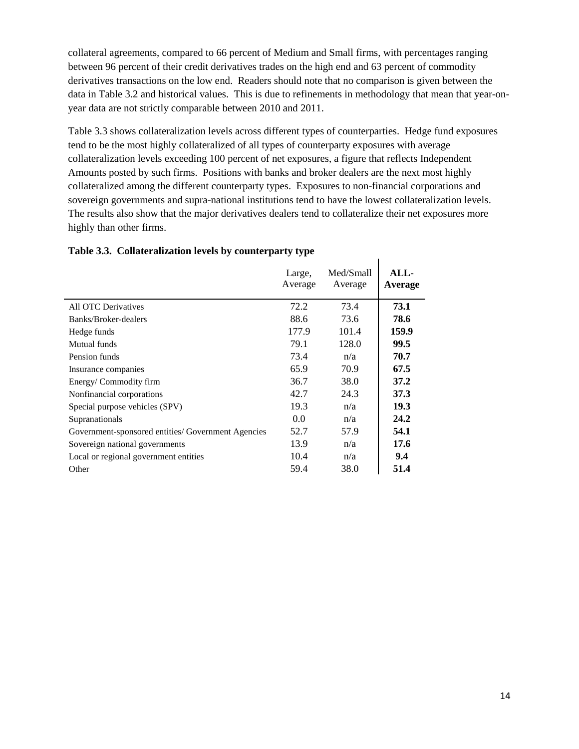collateral agreements, compared to 66 percent of Medium and Small firms, with percentages ranging between 96 percent of their credit derivatives trades on the high end and 63 percent of commodity derivatives transactions on the low end. Readers should note that no comparison is given between the data in Table 3.2 and historical values. This is due to refinements in methodology that mean that year-on-year data are not strictly comparable between 2010 and 2011.

Table 3.3 shows collateralization levels across different types of counterparties. Hedge fund exposures tend to be the most highly collateralized of all types of counterparty exposures with average collateralization levels exceeding 100 percent of net exposures, a figure that reflects Independent Amounts posted by such firms. Positions with banks and broker dealers are the next most highly collateralized among the different counterparty types. Exposures to non-financial corporations and sovereign governments and supra-national institutions tend to have the lowest collateralization levels. The results also show that the major derivatives dealers tend to collateralize their net exposures more highly than other firms.

**Table 3.3. Collateralization levels by counterparty type**

| | Large, Average | Med/Small Average | **ALL-Average** |
|---|---|---|---|
| All OTC Derivatives | 72.2 | 73.4 | **73.1** |
| Banks/Broker-dealers | 88.6 | 73.6 | **78.6** |
| Hedge funds | 177.9 | 101.4 | **159.9** |
| Mutual funds | 79.1 | 128.0 | **99.5** |
| Pension funds | 73.4 | n/a | **70.7** |
| Insurance companies | 65.9 | 70.9 | **67.5** |
| Energy/ Commodity firm | 36.7 | 38.0 | **37.2** |
| Nonfinancial corporations | 42.7 | 24.3 | **37.3** |
| Special purpose vehicles (SPV) | 19.3 | n/a | **19.3** |
| Supranationals | 0.0 | n/a | **24.2** |
| Government-sponsored entities/ Government Agencies | 52.7 | 57.9 | **54.1** |
| Sovereign national governments | 13.9 | n/a | **17.6** |
| Local or regional government entities | 10.4 | n/a | **9.4** |
| Other | 59.4 | 38.0 | **51.4** |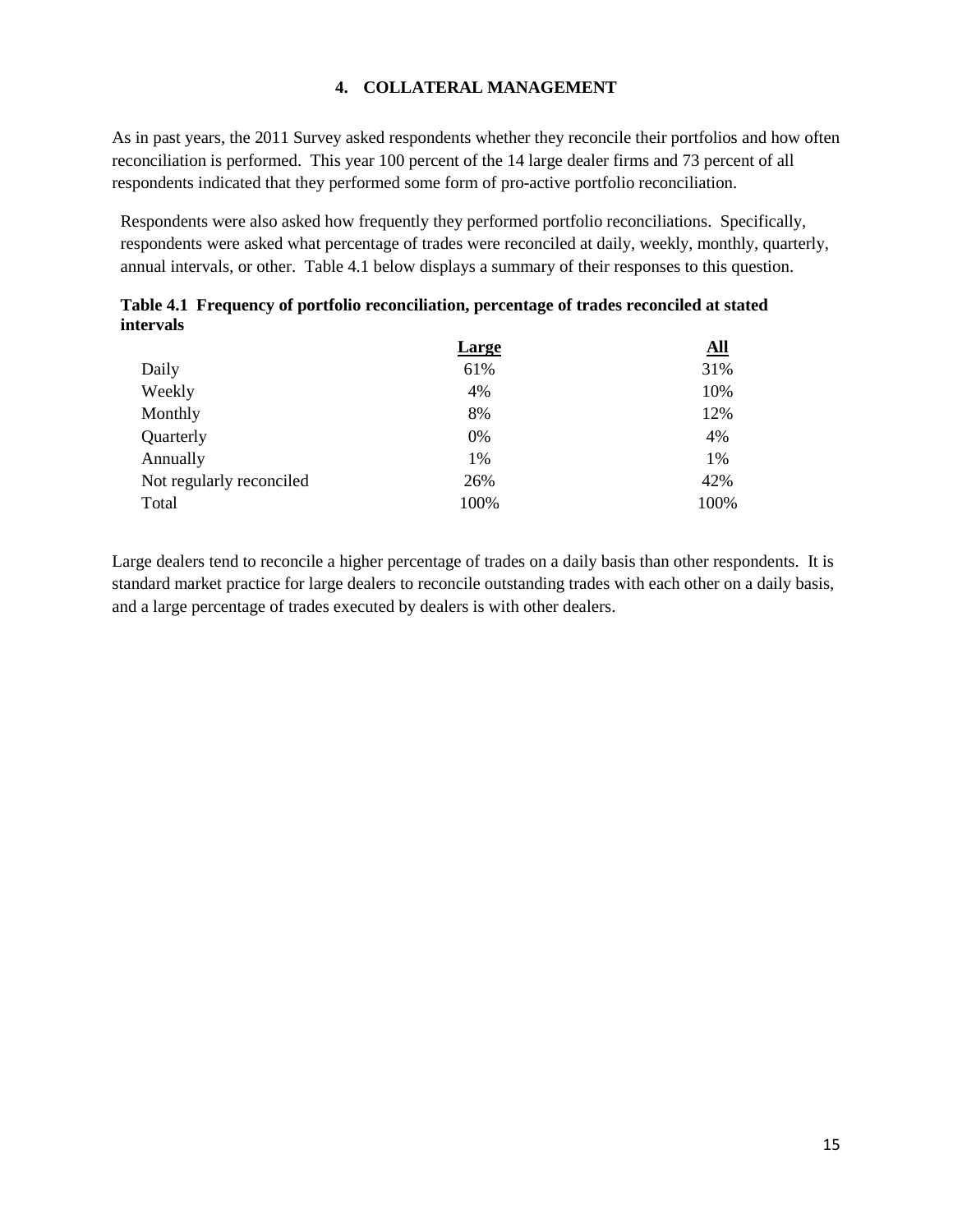## 4. COLLATERAL MANAGEMENT

As in past years, the 2011 Survey asked respondents whether they reconcile their portfolios and how often reconciliation is performed. This year 100 percent of the 14 large dealer firms and 73 percent of all respondents indicated that they performed some form of pro-active portfolio reconciliation.

Respondents were also asked how frequently they performed portfolio reconciliations. Specifically, respondents were asked what percentage of trades were reconciled at daily, weekly, monthly, quarterly, annual intervals, or other. Table 4.1 below displays a summary of their responses to this question.

**Table 4.1 Frequency of portfolio reconciliation, percentage of trades reconciled at stated intervals**

| | Large | All |
|---|---|---|
| Daily | 61% | 31% |
| Weekly | 4% | 10% |
| Monthly | 8% | 12% |
| Quarterly | 0% | 4% |
| Annually | 1% | 1% |
| Not regularly reconciled | 26% | 42% |
| Total | 100% | 100% |

Large dealers tend to reconcile a higher percentage of trades on a daily basis than other respondents. It is standard market practice for large dealers to reconcile outstanding trades with each other on a daily basis, and a large percentage of trades executed by dealers is with other dealers.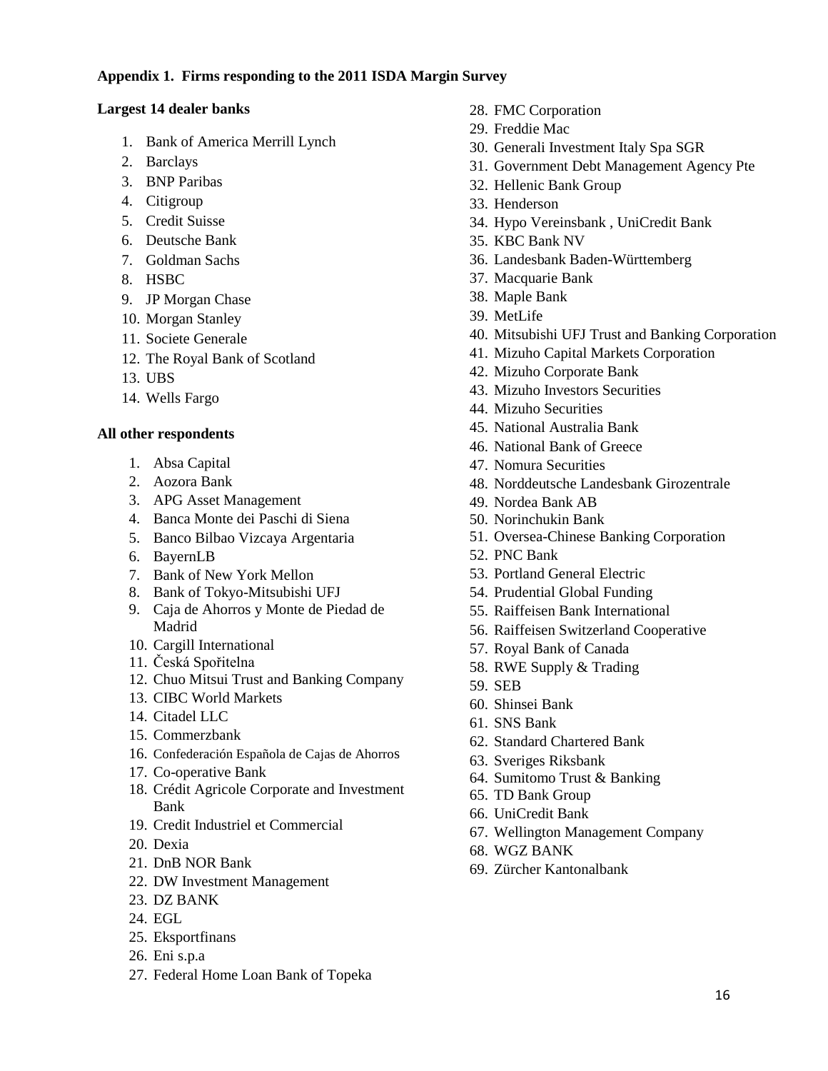**Appendix 1. Firms responding to the 2011 ISDA Margin Survey**

**Largest 14 dealer banks**

1. Bank of America Merrill Lynch
2. Barclays
3. BNP Paribas
4. Citigroup
5. Credit Suisse
6. Deutsche Bank
7. Goldman Sachs
8. HSBC
9. JP Morgan Chase
10. Morgan Stanley
11. Societe Generale
12. The Royal Bank of Scotland
13. UBS
14. Wells Fargo

**All other respondents**

1. Absa Capital
2. Aozora Bank
3. APG Asset Management
4. Banca Monte dei Paschi di Siena
5. Banco Bilbao Vizcaya Argentaria
6. BayernLB
7. Bank of New York Mellon
8. Bank of Tokyo-Mitsubishi UFJ
9. Caja de Ahorros y Monte de Piedad de Madrid
10. Cargill International
11. Česká Spořitelna
12. Chuo Mitsui Trust and Banking Company
13. CIBC World Markets
14. Citadel LLC
15. Commerzbank
16. Confederación Española de Cajas de Ahorros
17. Co-operative Bank
18. Crédit Agricole Corporate and Investment Bank
19. Credit Industriel et Commercial
20. Dexia
21. DnB NOR Bank
22. DW Investment Management
23. DZ BANK
24. EGL
25. Eksportfinans
26. Eni s.p.a
27. Federal Home Loan Bank of Topeka
28. FMC Corporation
29. Freddie Mac
30. Generali Investment Italy Spa SGR
31. Government Debt Management Agency Pte
32. Hellenic Bank Group
33. Henderson
34. Hypo Vereinsbank , UniCredit Bank
35. KBC Bank NV
36. Landesbank Baden-Württemberg
37. Macquarie Bank
38. Maple Bank
39. MetLife
40. Mitsubishi UFJ Trust and Banking Corporation
41. Mizuho Capital Markets Corporation
42. Mizuho Corporate Bank
43. Mizuho Investors Securities
44. Mizuho Securities
45. National Australia Bank
46. National Bank of Greece
47. Nomura Securities
48. Norddeutsche Landesbank Girozentrale
49. Nordea Bank AB
50. Norinchukin Bank
51. Oversea-Chinese Banking Corporation
52. PNC Bank
53. Portland General Electric
54. Prudential Global Funding
55. Raiffeisen Bank International
56. Raiffeisen Switzerland Cooperative
57. Royal Bank of Canada
58. RWE Supply & Trading
59. SEB
60. Shinsei Bank
61. SNS Bank
62. Standard Chartered Bank
63. Sveriges Riksbank
64. Sumitomo Trust & Banking
65. TD Bank Group
66. UniCredit Bank
67. Wellington Management Company
68. WGZ BANK
69. Zürcher Kantonalbank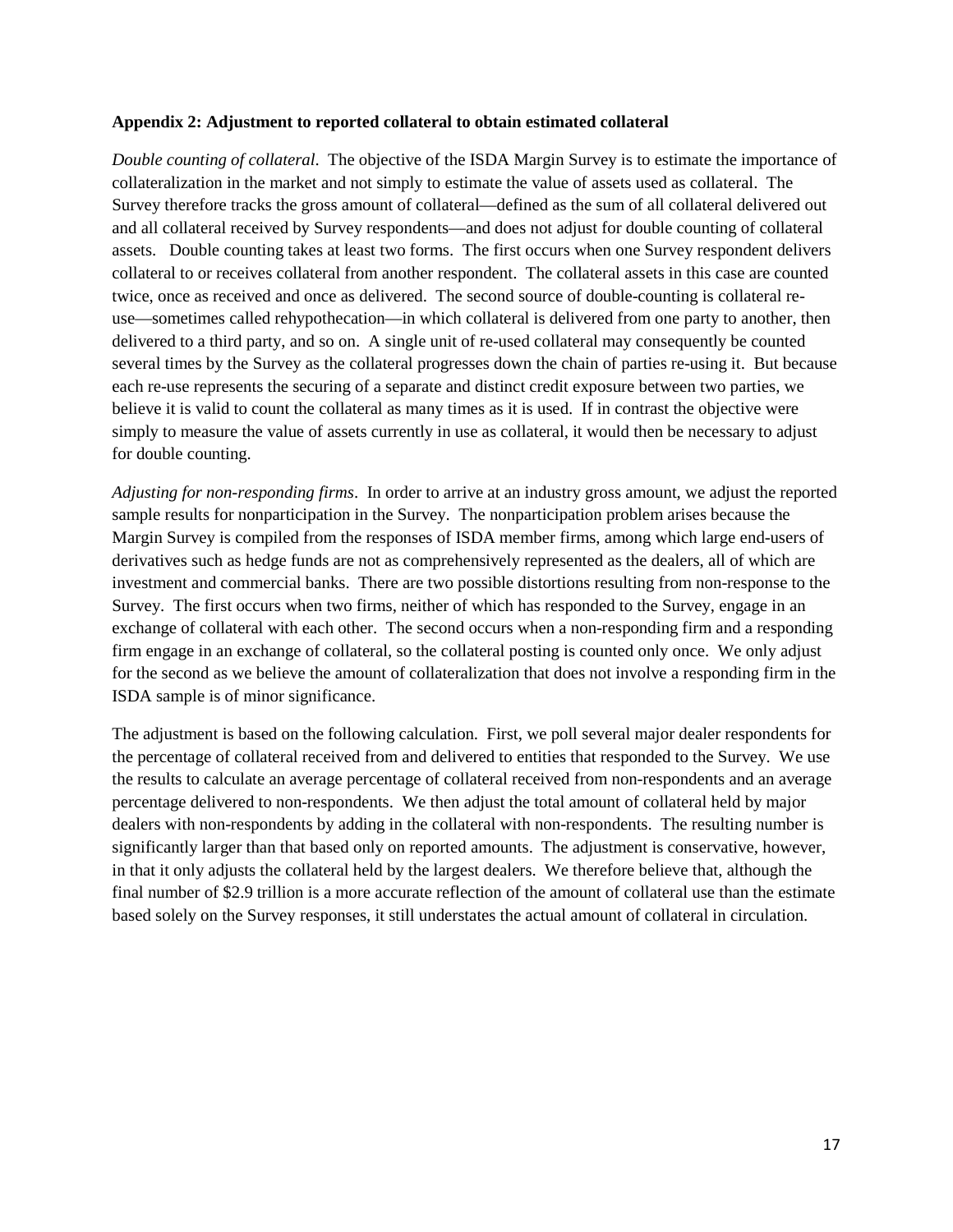**Appendix 2: Adjustment to reported collateral to obtain estimated collateral**

*Double counting of collateral*. The objective of the ISDA Margin Survey is to estimate the importance of collateralization in the market and not simply to estimate the value of assets used as collateral. The Survey therefore tracks the gross amount of collateral—defined as the sum of all collateral delivered out and all collateral received by Survey respondents—and does not adjust for double counting of collateral assets. Double counting takes at least two forms. The first occurs when one Survey respondent delivers collateral to or receives collateral from another respondent. The collateral assets in this case are counted twice, once as received and once as delivered. The second source of double-counting is collateral re-use—sometimes called rehypothecation—in which collateral is delivered from one party to another, then delivered to a third party, and so on. A single unit of re-used collateral may consequently be counted several times by the Survey as the collateral progresses down the chain of parties re-using it. But because each re-use represents the securing of a separate and distinct credit exposure between two parties, we believe it is valid to count the collateral as many times as it is used. If in contrast the objective were simply to measure the value of assets currently in use as collateral, it would then be necessary to adjust for double counting.

*Adjusting for non-responding firms*. In order to arrive at an industry gross amount, we adjust the reported sample results for nonparticipation in the Survey. The nonparticipation problem arises because the Margin Survey is compiled from the responses of ISDA member firms, among which large end-users of derivatives such as hedge funds are not as comprehensively represented as the dealers, all of which are investment and commercial banks. There are two possible distortions resulting from non-response to the Survey. The first occurs when two firms, neither of which has responded to the Survey, engage in an exchange of collateral with each other. The second occurs when a non-responding firm and a responding firm engage in an exchange of collateral, so the collateral posting is counted only once. We only adjust for the second as we believe the amount of collateralization that does not involve a responding firm in the ISDA sample is of minor significance.

The adjustment is based on the following calculation. First, we poll several major dealer respondents for the percentage of collateral received from and delivered to entities that responded to the Survey. We use the results to calculate an average percentage of collateral received from non-respondents and an average percentage delivered to non-respondents. We then adjust the total amount of collateral held by major dealers with non-respondents by adding in the collateral with non-respondents. The resulting number is significantly larger than that based only on reported amounts. The adjustment is conservative, however, in that it only adjusts the collateral held by the largest dealers. We therefore believe that, although the final number of $2.9 trillion is a more accurate reflection of the amount of collateral use than the estimate based solely on the Survey responses, it still understates the actual amount of collateral in circulation.